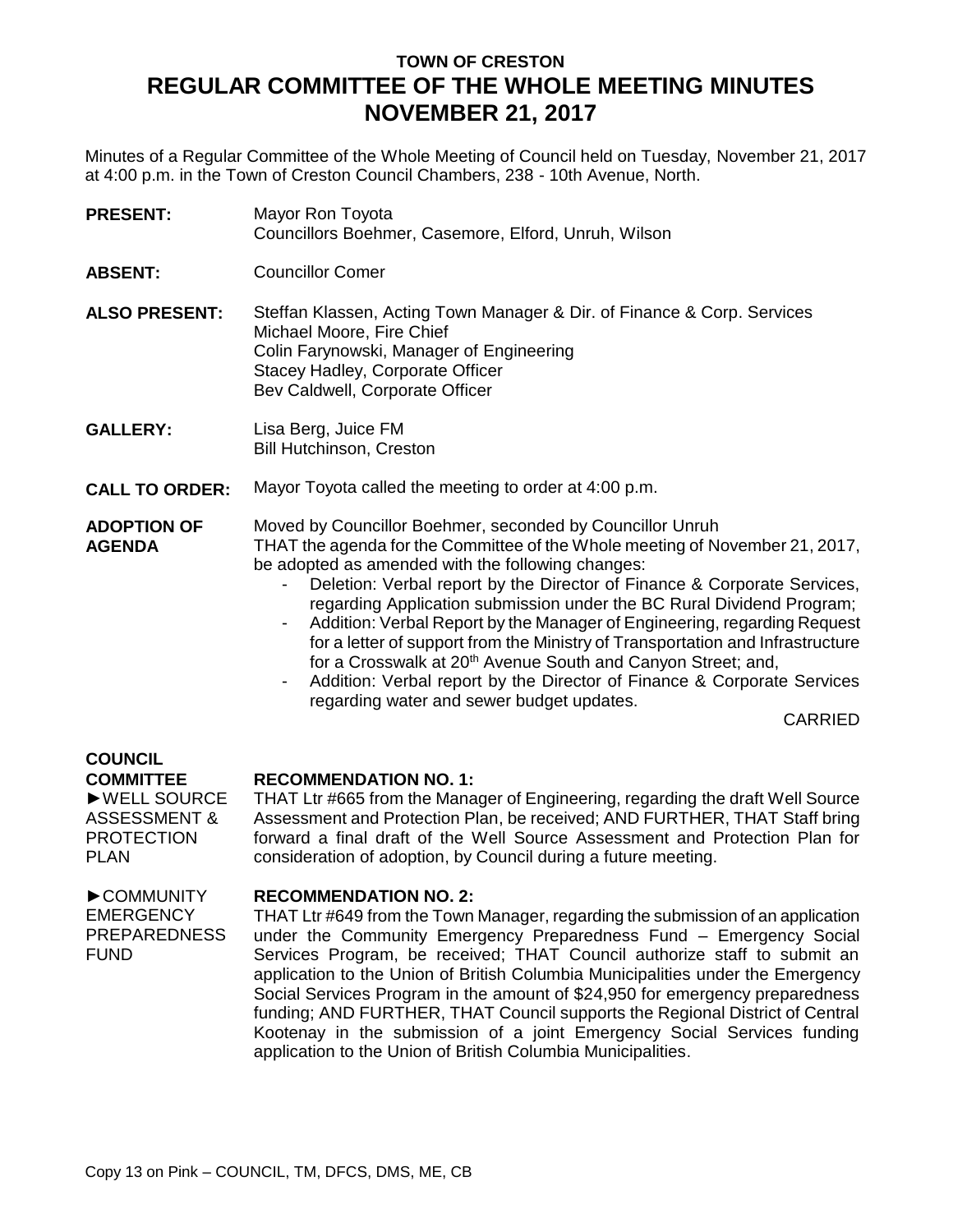# TOWN OF CRESTON
# REGULAR COMMITTEE OF THE WHOLE MEETING MINUTES
# NOVEMBER 21, 2017

Minutes of a Regular Committee of the Whole Meeting of Council held on Tuesday, November 21, 2017 at 4:00 p.m. in the Town of Creston Council Chambers, 238 - 10th Avenue, North.

**PRESENT:** Mayor Ron Toyota
Councillors Boehmer, Casemore, Elford, Unruh, Wilson

**ABSENT:** Councillor Comer

**ALSO PRESENT:** Steffan Klassen, Acting Town Manager & Dir. of Finance & Corp. Services
Michael Moore, Fire Chief
Colin Farynowski, Manager of Engineering
Stacey Hadley, Corporate Officer
Bev Caldwell, Corporate Officer

**GALLERY:** Lisa Berg, Juice FM
Bill Hutchinson, Creston

**CALL TO ORDER:** Mayor Toyota called the meeting to order at 4:00 p.m.

**ADOPTION OF AGENDA**

Moved by Councillor Boehmer, seconded by Councillor Unruh
THAT the agenda for the Committee of the Whole meeting of November 21, 2017, be adopted as amended with the following changes:

- Deletion: Verbal report by the Director of Finance & Corporate Services, regarding Application submission under the BC Rural Dividend Program;
- Addition: Verbal Report by the Manager of Engineering, regarding Request for a letter of support from the Ministry of Transportation and Infrastructure for a Crosswalk at 20th Avenue South and Canyon Street; and,
- Addition: Verbal report by the Director of Finance & Corporate Services regarding water and sewer budget updates.

CARRIED

**COUNCIL COMMITTEE**

►WELL SOURCE ASSESSMENT & PROTECTION PLAN

**RECOMMENDATION NO. 1:**
THAT Ltr #665 from the Manager of Engineering, regarding the draft Well Source Assessment and Protection Plan, be received; AND FURTHER, THAT Staff bring forward a final draft of the Well Source Assessment and Protection Plan for consideration of adoption, by Council during a future meeting.

►COMMUNITY EMERGENCY PREPAREDNESS FUND

**RECOMMENDATION NO. 2:**
THAT Ltr #649 from the Town Manager, regarding the submission of an application under the Community Emergency Preparedness Fund – Emergency Social Services Program, be received; THAT Council authorize staff to submit an application to the Union of British Columbia Municipalities under the Emergency Social Services Program in the amount of $24,950 for emergency preparedness funding; AND FURTHER, THAT Council supports the Regional District of Central Kootenay in the submission of a joint Emergency Social Services funding application to the Union of British Columbia Municipalities.

Copy 13 on Pink – COUNCIL, TM, DFCS, DMS, ME, CB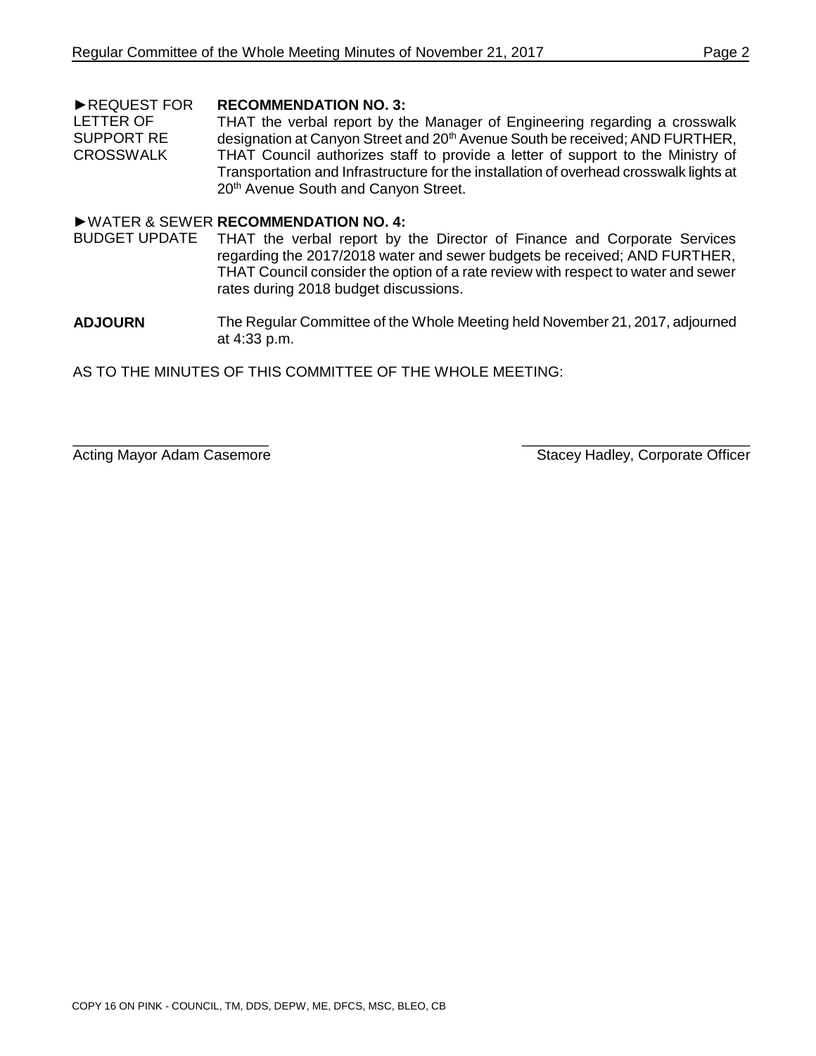►REQUEST FOR LETTER OF SUPPORT RE CROSSWALK

**RECOMMENDATION NO. 3:**
THAT the verbal report by the Manager of Engineering regarding a crosswalk designation at Canyon Street and 20th Avenue South be received; AND FURTHER, THAT Council authorizes staff to provide a letter of support to the Ministry of Transportation and Infrastructure for the installation of overhead crosswalk lights at 20th Avenue South and Canyon Street.

►WATER & SEWER BUDGET UPDATE

**RECOMMENDATION NO. 4:**
THAT the verbal report by the Director of Finance and Corporate Services regarding the 2017/2018 water and sewer budgets be received; AND FURTHER, THAT Council consider the option of a rate review with respect to water and sewer rates during 2018 budget discussions.

**ADJOURN**

The Regular Committee of the Whole Meeting held November 21, 2017, adjourned at 4:33 p.m.

AS TO THE MINUTES OF THIS COMMITTEE OF THE WHOLE MEETING:

\_\_\_\_\_\_\_\_\_\_\_\_\_\_\_\_\_\_\_\_\_\_\_\_\_
Acting Mayor Adam Casemore

\_\_\_\_\_\_\_\_\_\_\_\_\_\_\_\_\_\_\_\_\_\_\_\_\_
Stacey Hadley, Corporate Officer

COPY 16 ON PINK - COUNCIL, TM, DDS, DEPW, ME, DFCS, MSC, BLEO, CB